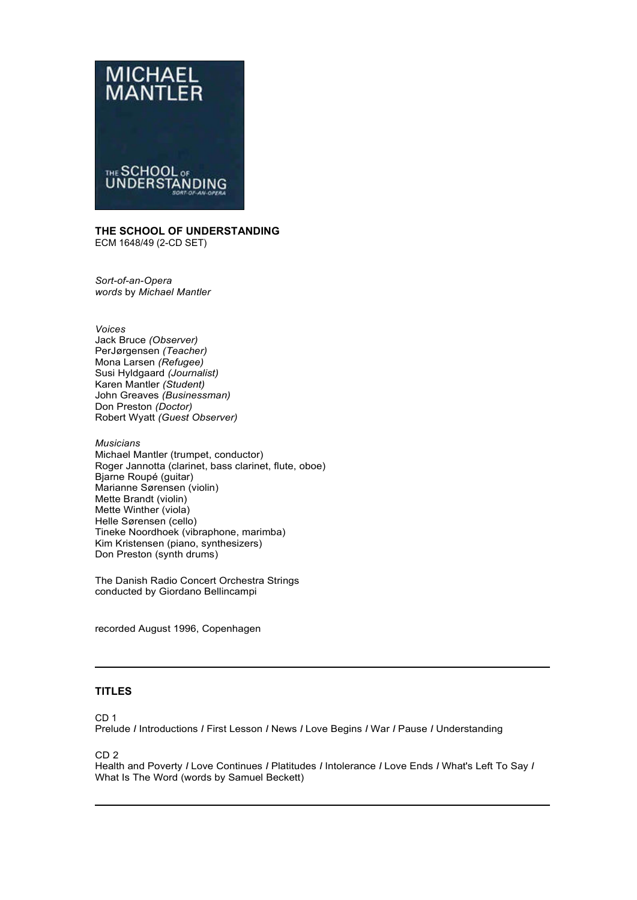**THE SCHOOL OF UNDERSTANDING**
ECM 1648/49 (2-CD SET)

*Sort-of-an-Opera*
*words* by *Michael Mantler*

*Voices*
Jack Bruce *(Observer)*
PerJørgensen *(Teacher)*
Mona Larsen *(Refugee)*
Susi Hyldgaard *(Journalist)*
Karen Mantler *(Student)*
John Greaves *(Businessman)*
Don Preston *(Doctor)*
Robert Wyatt *(Guest Observer)*

*Musicians*
Michael Mantler (trumpet, conductor)
Roger Jannotta (clarinet, bass clarinet, flute, oboe)
Bjarne Roupé (guitar)
Marianne Sørensen (violin)
Mette Brandt (violin)
Mette Winther (viola)
Helle Sørensen (cello)
Tineke Noordhoek (vibraphone, marimba)
Kim Kristensen (piano, synthesizers)
Don Preston (synth drums)

The Danish Radio Concert Orchestra Strings
conducted by Giordano Bellincampi

recorded August 1996, Copenhagen

---

## TITLES

CD 1
Prelude / Introductions / First Lesson / News / Love Begins / War / Pause / Understanding

CD 2
Health and Poverty / Love Continues / Platitudes / Intolerance / Love Ends / What's Left To Say / What Is The Word (words by Samuel Beckett)

---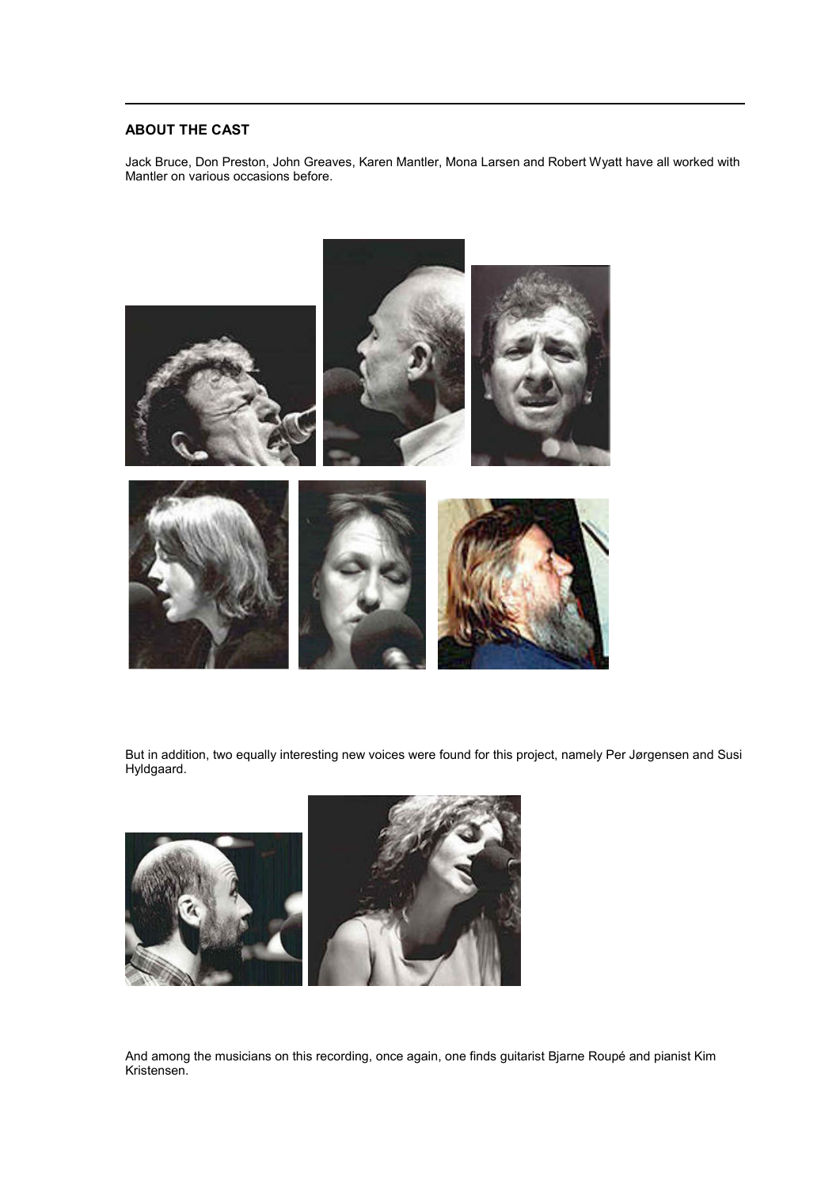## ABOUT THE CAST

Jack Bruce, Don Preston, John Greaves, Karen Mantler, Mona Larsen and Robert Wyatt have all worked with Mantler on various occasions before.

But in addition, two equally interesting new voices were found for this project, namely Per Jørgensen and Susi Hyldgaard.

And among the musicians on this recording, once again, one finds guitarist Bjarne Roupé and pianist Kim Kristensen.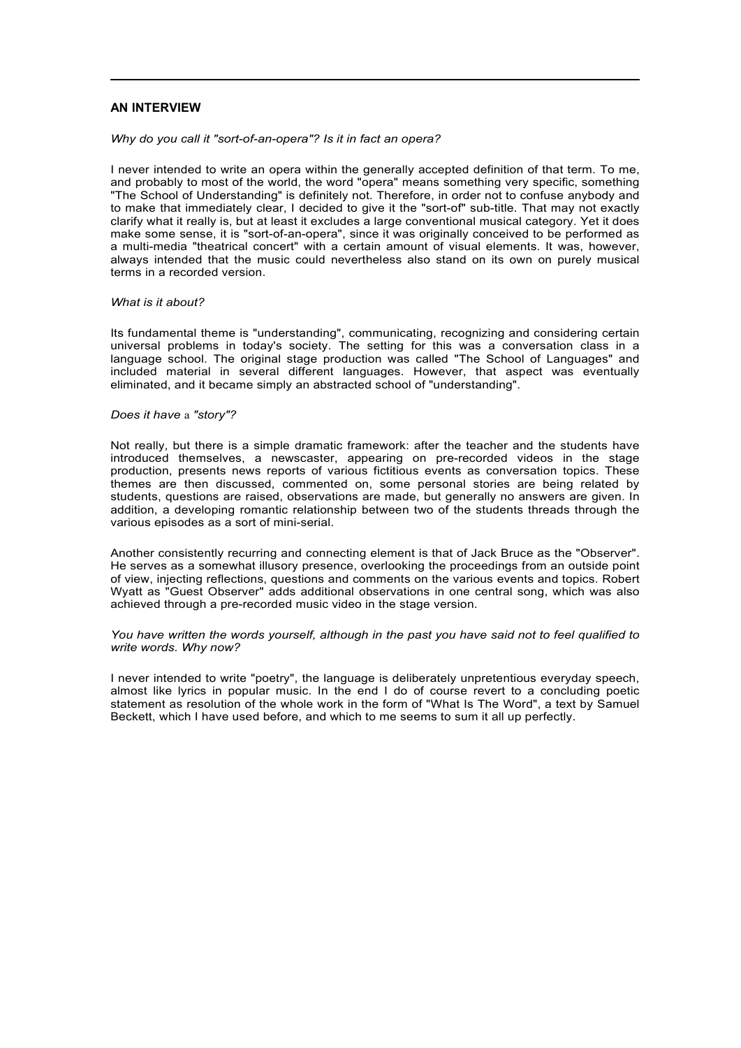## AN INTERVIEW

*Why do you call it "sort-of-an-opera"? Is it in fact an opera?*

I never intended to write an opera within the generally accepted definition of that term. To me, and probably to most of the world, the word "opera" means something very specific, something "The School of Understanding" is definitely not. Therefore, in order not to confuse anybody and to make that immediately clear, I decided to give it the "sort-of" sub-title. That may not exactly clarify what it really is, but at least it excludes a large conventional musical category. Yet it does make some sense, it is "sort-of-an-opera", since it was originally conceived to be performed as a multi-media "theatrical concert" with a certain amount of visual elements. It was, however, always intended that the music could nevertheless also stand on its own on purely musical terms in a recorded version.

*What is it about?*

Its fundamental theme is "understanding", communicating, recognizing and considering certain universal problems in today's society. The setting for this was a conversation class in a language school. The original stage production was called "The School of Languages" and included material in several different languages. However, that aspect was eventually eliminated, and it became simply an abstracted school of "understanding".

*Does it have a "story"?*

Not really, but there is a simple dramatic framework: after the teacher and the students have introduced themselves, a newscaster, appearing on pre-recorded videos in the stage production, presents news reports of various fictitious events as conversation topics. These themes are then discussed, commented on, some personal stories are being related by students, questions are raised, observations are made, but generally no answers are given. In addition, a developing romantic relationship between two of the students threads through the various episodes as a sort of mini-serial.

Another consistently recurring and connecting element is that of Jack Bruce as the "Observer". He serves as a somewhat illusory presence, overlooking the proceedings from an outside point of view, injecting reflections, questions and comments on the various events and topics. Robert Wyatt as "Guest Observer" adds additional observations in one central song, which was also achieved through a pre-recorded music video in the stage version.

*You have written the words yourself, although in the past you have said not to feel qualified to write words. Why now?*

I never intended to write "poetry", the language is deliberately unpretentious everyday speech, almost like lyrics in popular music. In the end I do of course revert to a concluding poetic statement as resolution of the whole work in the form of "What Is The Word", a text by Samuel Beckett, which I have used before, and which to me seems to sum it all up perfectly.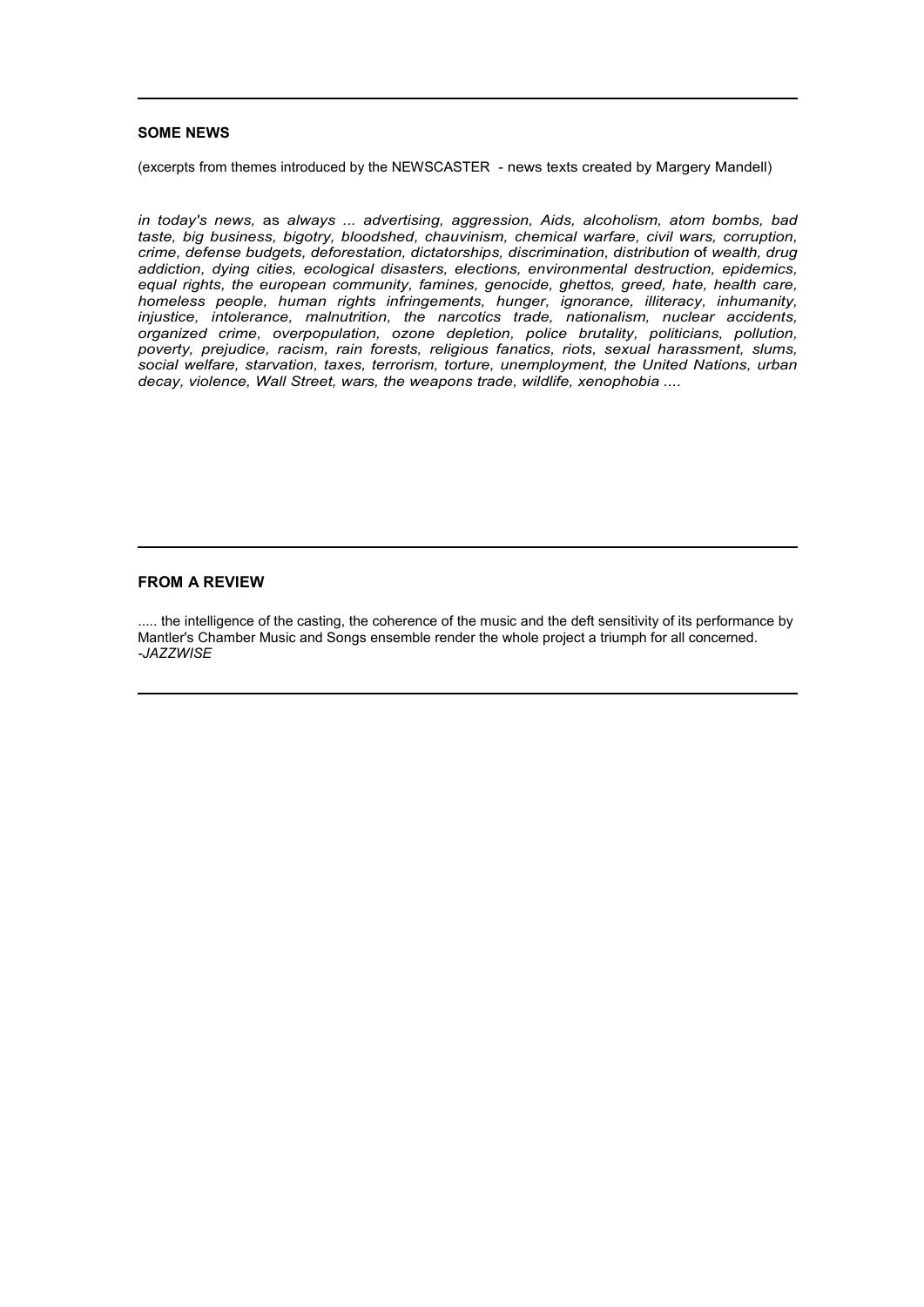---

**SOME NEWS**

(excerpts from themes introduced by the NEWSCASTER - news texts created by Margery Mandell)

*in today's news,* as *always ... advertising, aggression, Aids, alcoholism, atom bombs, bad taste, big business, bigotry, bloodshed, chauvinism, chemical warfare, civil wars, corruption, crime, defense budgets, deforestation, dictatorships, discrimination, distribution* of *wealth, drug addiction, dying cities, ecological disasters, elections, environmental destruction, epidemics, equal rights, the european community, famines, genocide, ghettos, greed, hate, health care, homeless people, human rights infringements, hunger, ignorance, illiteracy, inhumanity, injustice, intolerance, malnutrition, the narcotics trade, nationalism, nuclear accidents, organized crime, overpopulation, ozone depletion, police brutality, politicians, pollution, poverty, prejudice, racism, rain forests, religious fanatics, riots, sexual harassment, slums, social welfare, starvation, taxes, terrorism, torture, unemployment, the United Nations, urban decay, violence, Wall Street, wars, the weapons trade, wildlife, xenophobia ....*

---

**FROM A REVIEW**

..... the intelligence of the casting, the coherence of the music and the deft sensitivity of its performance by Mantler's Chamber Music and Songs ensemble render the whole project a triumph for all concerned.
-*JAZZWISE*

---